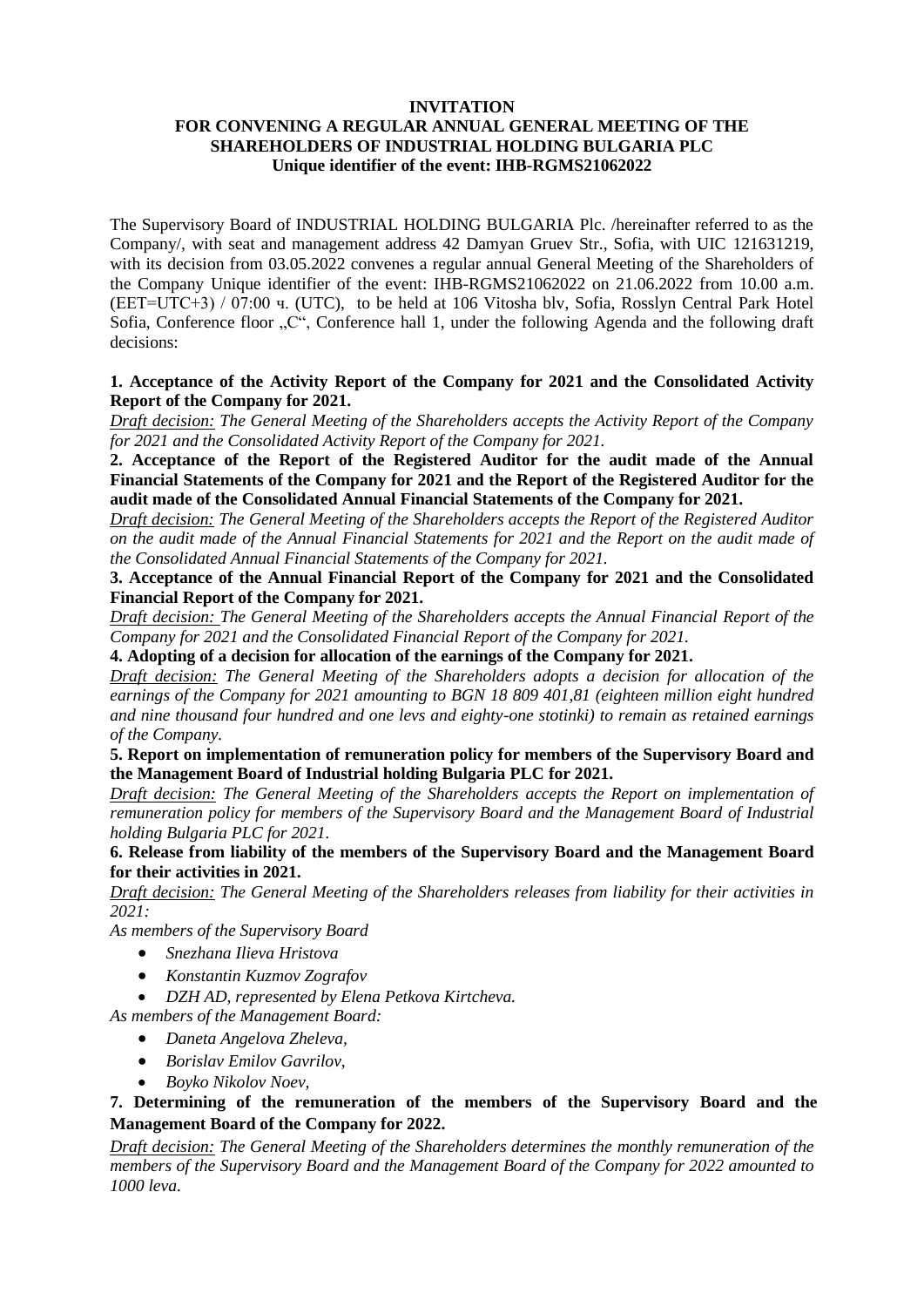**INVITATION**
**FOR CONVENING A REGULAR ANNUAL GENERAL MEETING OF THE SHAREHOLDERS OF INDUSTRIAL HOLDING BULGARIA PLC**
**Unique identifier of the event: IHB-RGMS21062022**

The Supervisory Board of INDUSTRIAL HOLDING BULGARIA Plc. /hereinafter referred to as the Company/, with seat and management address 42 Damyan Gruev Str., Sofia, with UIC 121631219, with its decision from 03.05.2022 convenes a regular annual General Meeting of the Shareholders of the Company Unique identifier of the event: IHB-RGMS21062022 on 21.06.2022 from 10.00 a.m. (EET=UTC+3) / 07:00 ч. (UTC), to be held at 106 Vitosha blv, Sofia, Rosslyn Central Park Hotel Sofia, Conference floor „C", Conference hall 1, under the following Agenda and the following draft decisions:

**1. Acceptance of the Activity Report of the Company for 2021 and the Consolidated Activity Report of the Company for 2021.**

*Draft decision: The General Meeting of the Shareholders accepts the Activity Report of the Company for 2021 and the Consolidated Activity Report of the Company for 2021.*

**2. Acceptance of the Report of the Registered Auditor for the audit made of the Annual Financial Statements of the Company for 2021 and the Report of the Registered Auditor for the audit made of the Consolidated Annual Financial Statements of the Company for 2021.**

*Draft decision: The General Meeting of the Shareholders accepts the Report of the Registered Auditor on the audit made of the Annual Financial Statements for 2021 and the Report on the audit made of the Consolidated Annual Financial Statements of the Company for 2021.*

**3. Acceptance of the Annual Financial Report of the Company for 2021 and the Consolidated Financial Report of the Company for 2021.**

*Draft decision: The General Meeting of the Shareholders accepts the Annual Financial Report of the Company for 2021 and the Consolidated Financial Report of the Company for 2021.*

**4. Adopting of a decision for allocation of the earnings of the Company for 2021.**

*Draft decision: The General Meeting of the Shareholders adopts a decision for allocation of the earnings of the Company for 2021 amounting to BGN 18 809 401,81 (eighteen million eight hundred and nine thousand four hundred and one levs and eighty-one stotinki) to remain as retained earnings of the Company.*

**5. Report on implementation of remuneration policy for members of the Supervisory Board and the Management Board of Industrial holding Bulgaria PLC for 2021.**

*Draft decision: The General Meeting of the Shareholders accepts the Report on implementation of remuneration policy for members of the Supervisory Board and the Management Board of Industrial holding Bulgaria PLC for 2021.*

**6. Release from liability of the members of the Supervisory Board and the Management Board for their activities in 2021.**

*Draft decision: The General Meeting of the Shareholders releases from liability for their activities in 2021:*

*As members of the Supervisory Board*

- *Snezhana Ilieva Hristova*
- *Konstantin Kuzmov Zografov*
- *DZH AD, represented by Elena Petkova Kirtcheva.*

*As members of the Management Board:*

- *Daneta Angelova Zheleva,*
- *Borislav Emilov Gavrilov,*
- *Boyko Nikolov Noev,*

**7. Determining of the remuneration of the members of the Supervisory Board and the Management Board of the Company for 2022.**

*Draft decision: The General Meeting of the Shareholders determines the monthly remuneration of the members of the Supervisory Board and the Management Board of the Company for 2022 amounted to 1000 leva.*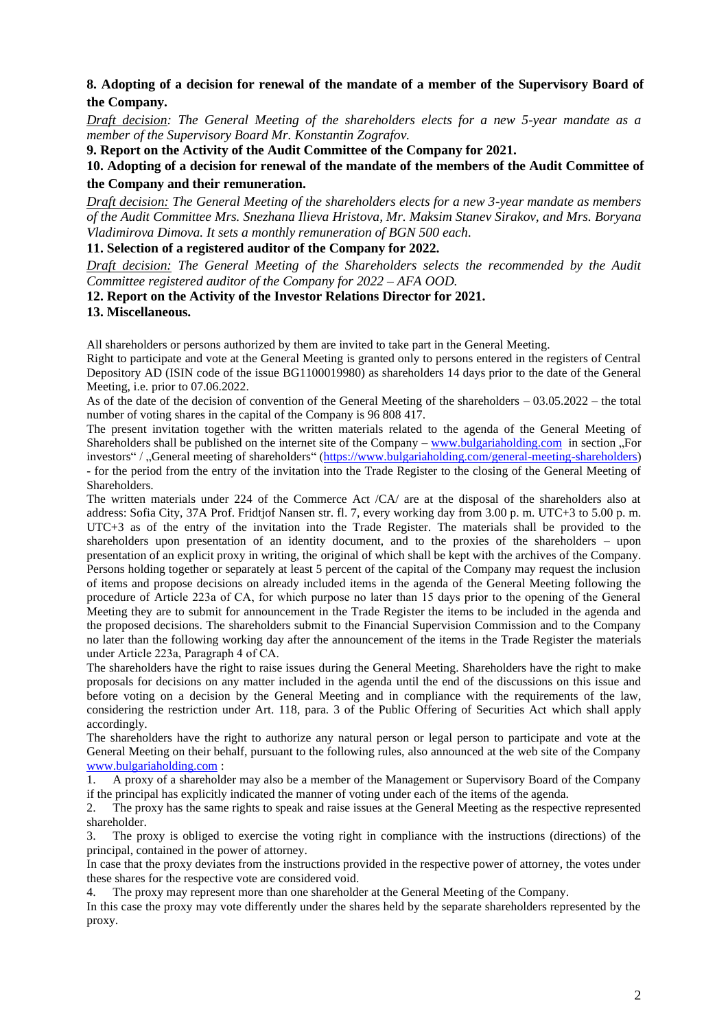**8. Adopting of a decision for renewal of the mandate of a member of the Supervisory Board of the Company.**

*Draft decision: The General Meeting of the shareholders elects for a new 5-year mandate as a member of the Supervisory Board Mr. Konstantin Zografov.*

**9. Report on the Activity of the Audit Committee of the Company for 2021.**

**10. Adopting of a decision for renewal of the mandate of the members of the Audit Committee of the Company and their remuneration.**

*Draft decision: The General Meeting of the shareholders elects for a new 3-year mandate as members of the Audit Committee Mrs. Snezhana Ilieva Hristova, Mr. Maksim Stanev Sirakov, and Mrs. Boryana Vladimirova Dimova. It sets a monthly remuneration of BGN 500 each.*

**11. Selection of a registered auditor of the Company for 2022.**

*Draft decision: The General Meeting of the Shareholders selects the recommended by the Audit Committee registered auditor of the Company for 2022 – AFA OOD.*

**12. Report on the Activity of the Investor Relations Director for 2021.**

**13. Miscellaneous.**

All shareholders or persons authorized by them are invited to take part in the General Meeting.

Right to participate and vote at the General Meeting is granted only to persons entered in the registers of Central Depository AD (ISIN code of the issue BG1100019980) as shareholders 14 days prior to the date of the General Meeting, i.e. prior to 07.06.2022.

As of the date of the decision of convention of the General Meeting of the shareholders – 03.05.2022 – the total number of voting shares in the capital of the Company is 96 808 417.

The present invitation together with the written materials related to the agenda of the General Meeting of Shareholders shall be published on the internet site of the Company – www.bulgariaholding.com in section „For investors" / „General meeting of shareholders" (https://www.bulgariaholding.com/general-meeting-shareholders) - for the period from the entry of the invitation into the Trade Register to the closing of the General Meeting of Shareholders.

The written materials under 224 of the Commerce Act /CA/ are at the disposal of the shareholders also at address: Sofia City, 37A Prof. Fridtjof Nansen str. fl. 7, every working day from 3.00 p. m. UTC+3 to 5.00 p. m. UTC+3 as of the entry of the invitation into the Trade Register. The materials shall be provided to the shareholders upon presentation of an identity document, and to the proxies of the shareholders – upon presentation of an explicit proxy in writing, the original of which shall be kept with the archives of the Company.

Persons holding together or separately at least 5 percent of the capital of the Company may request the inclusion of items and propose decisions on already included items in the agenda of the General Meeting following the procedure of Article 223a of CA, for which purpose no later than 15 days prior to the opening of the General Meeting they are to submit for announcement in the Trade Register the items to be included in the agenda and the proposed decisions. The shareholders submit to the Financial Supervision Commission and to the Company no later than the following working day after the announcement of the items in the Trade Register the materials under Article 223a, Paragraph 4 of CA.

The shareholders have the right to raise issues during the General Meeting. Shareholders have the right to make proposals for decisions on any matter included in the agenda until the end of the discussions on this issue and before voting on a decision by the General Meeting and in compliance with the requirements of the law, considering the restriction under Art. 118, para. 3 of the Public Offering of Securities Act which shall apply accordingly.

The shareholders have the right to authorize any natural person or legal person to participate and vote at the General Meeting on their behalf, pursuant to the following rules, also announced at the web site of the Company www.bulgariaholding.com :

1. A proxy of a shareholder may also be a member of the Management or Supervisory Board of the Company if the principal has explicitly indicated the manner of voting under each of the items of the agenda.
2. The proxy has the same rights to speak and raise issues at the General Meeting as the respective represented shareholder.
3. The proxy is obliged to exercise the voting right in compliance with the instructions (directions) of the principal, contained in the power of attorney.

In case that the proxy deviates from the instructions provided in the respective power of attorney, the votes under these shares for the respective vote are considered void.

4. The proxy may represent more than one shareholder at the General Meeting of the Company.

In this case the proxy may vote differently under the shares held by the separate shareholders represented by the proxy.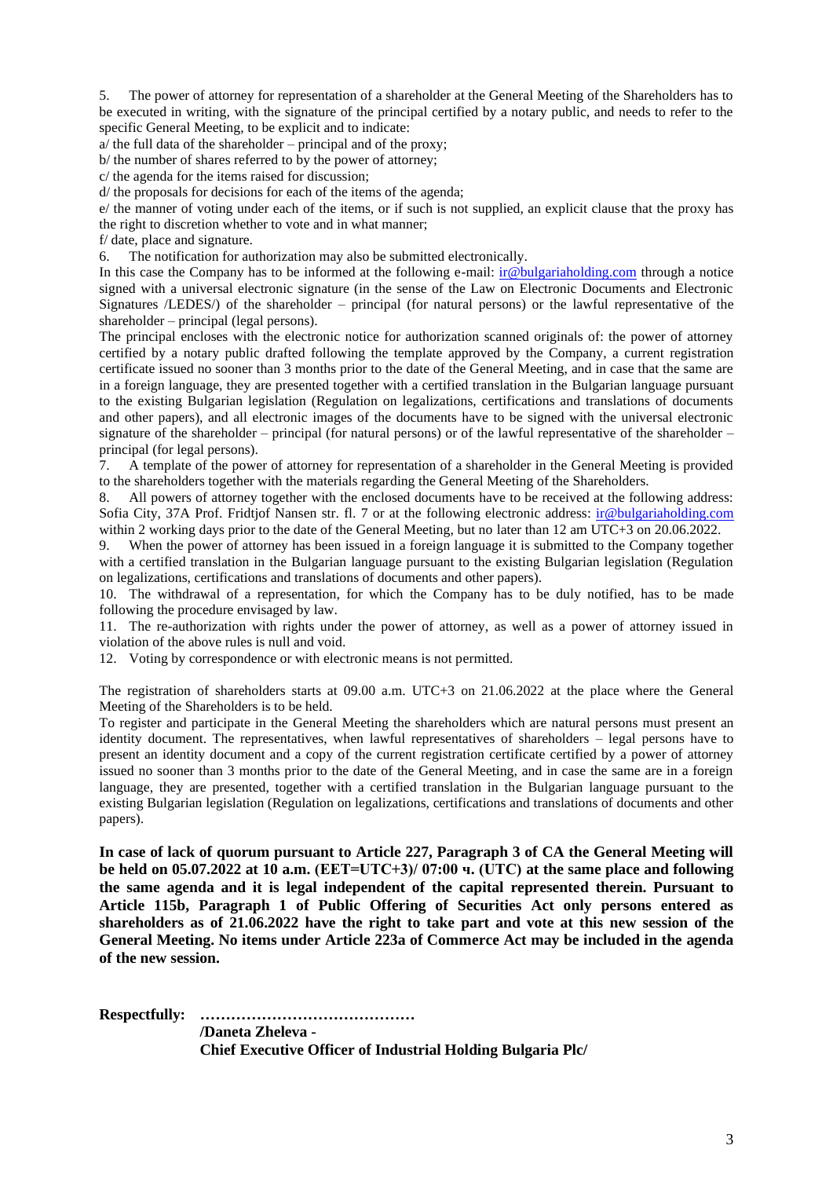5. The power of attorney for representation of a shareholder at the General Meeting of the Shareholders has to be executed in writing, with the signature of the principal certified by a notary public, and needs to refer to the specific General Meeting, to be explicit and to indicate:

a/ the full data of the shareholder – principal and of the proxy;

b/ the number of shares referred to by the power of attorney;

c/ the agenda for the items raised for discussion;

d/ the proposals for decisions for each of the items of the agenda;

e/ the manner of voting under each of the items, or if such is not supplied, an explicit clause that the proxy has the right to discretion whether to vote and in what manner;

f/ date, place and signature.

6. The notification for authorization may also be submitted electronically.

In this case the Company has to be informed at the following e-mail: ir@bulgariaholding.com through a notice signed with a universal electronic signature (in the sense of the Law on Electronic Documents and Electronic Signatures /LEDES/) of the shareholder – principal (for natural persons) or the lawful representative of the shareholder – principal (legal persons).

The principal encloses with the electronic notice for authorization scanned originals of: the power of attorney certified by a notary public drafted following the template approved by the Company, a current registration certificate issued no sooner than 3 months prior to the date of the General Meeting, and in case that the same are in a foreign language, they are presented together with a certified translation in the Bulgarian language pursuant to the existing Bulgarian legislation (Regulation on legalizations, certifications and translations of documents and other papers), and all electronic images of the documents have to be signed with the universal electronic signature of the shareholder – principal (for natural persons) or of the lawful representative of the shareholder – principal (for legal persons).

7. A template of the power of attorney for representation of a shareholder in the General Meeting is provided to the shareholders together with the materials regarding the General Meeting of the Shareholders.

8. All powers of attorney together with the enclosed documents have to be received at the following address: Sofia City, 37A Prof. Fridtjof Nansen str. fl. 7 or at the following electronic address: ir@bulgariaholding.com within 2 working days prior to the date of the General Meeting, but no later than 12 am UTC+3 on 20.06.2022.

9. When the power of attorney has been issued in a foreign language it is submitted to the Company together with a certified translation in the Bulgarian language pursuant to the existing Bulgarian legislation (Regulation on legalizations, certifications and translations of documents and other papers).

10. The withdrawal of a representation, for which the Company has to be duly notified, has to be made following the procedure envisaged by law.

11. The re-authorization with rights under the power of attorney, as well as a power of attorney issued in violation of the above rules is null and void.

12. Voting by correspondence or with electronic means is not permitted.

The registration of shareholders starts at 09.00 a.m. UTC+3 on 21.06.2022 at the place where the General Meeting of the Shareholders is to be held.

To register and participate in the General Meeting the shareholders which are natural persons must present an identity document. The representatives, when lawful representatives of shareholders – legal persons have to present an identity document and a copy of the current registration certificate certified by a power of attorney issued no sooner than 3 months prior to the date of the General Meeting, and in case the same are in a foreign language, they are presented, together with a certified translation in the Bulgarian language pursuant to the existing Bulgarian legislation (Regulation on legalizations, certifications and translations of documents and other papers).

**In case of lack of quorum pursuant to Article 227, Paragraph 3 of CA the General Meeting will be held on 05.07.2022 at 10 a.m. (EET=UTC+3)/ 07:00 ч. (UTC) at the same place and following the same agenda and it is legal independent of the capital represented therein. Pursuant to Article 115b, Paragraph 1 of Public Offering of Securities Act only persons entered as shareholders as of 21.06.2022 have the right to take part and vote at this new session of the General Meeting. No items under Article 223a of Commerce Act may be included in the agenda of the new session.**

**Respectfully: ……………………………………**

**/Daneta Zheleva -**

**Chief Executive Officer of Industrial Holding Bulgaria Plc/**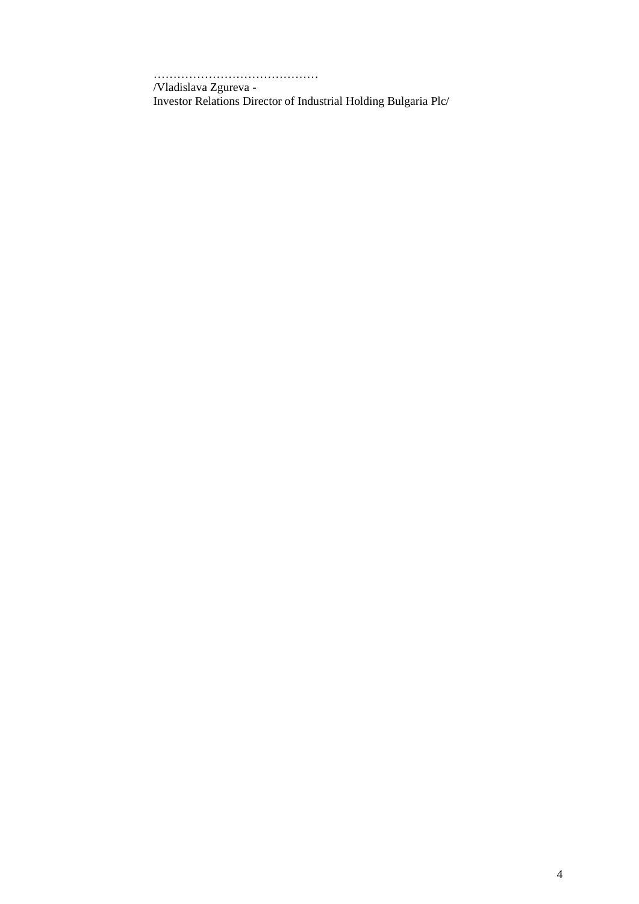……………………………………
/Vladislava Zgureva -
Investor Relations Director of Industrial Holding Bulgaria Plc/